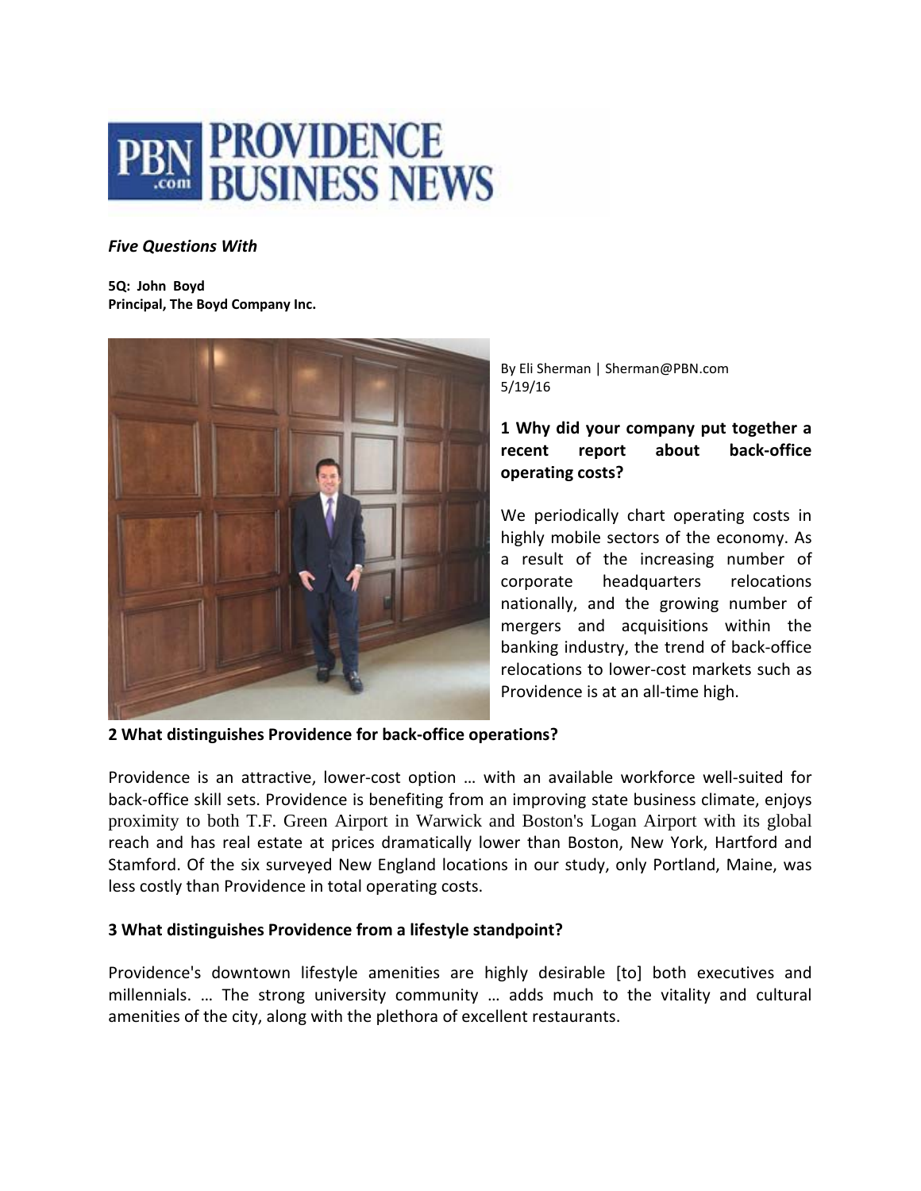PROVIDENCE BUSINESS NEWS

*Five Questions With*

**5Q: John Boyd**
**Principal, The Boyd Company Inc.**

By Eli Sherman | Sherman@PBN.com
5/19/16

**1 Why did your company put together a recent report about back-office operating costs?**

We periodically chart operating costs in highly mobile sectors of the economy. As a result of the increasing number of corporate headquarters relocations nationally, and the growing number of mergers and acquisitions within the banking industry, the trend of back-office relocations to lower-cost markets such as Providence is at an all-time high.

**2 What distinguishes Providence for back-office operations?**

Providence is an attractive, lower-cost option … with an available workforce well-suited for back-office skill sets. Providence is benefiting from an improving state business climate, enjoys proximity to both T.F. Green Airport in Warwick and Boston's Logan Airport with its global reach and has real estate at prices dramatically lower than Boston, New York, Hartford and Stamford. Of the six surveyed New England locations in our study, only Portland, Maine, was less costly than Providence in total operating costs.

**3 What distinguishes Providence from a lifestyle standpoint?**

Providence's downtown lifestyle amenities are highly desirable [to] both executives and millennials. … The strong university community … adds much to the vitality and cultural amenities of the city, along with the plethora of excellent restaurants.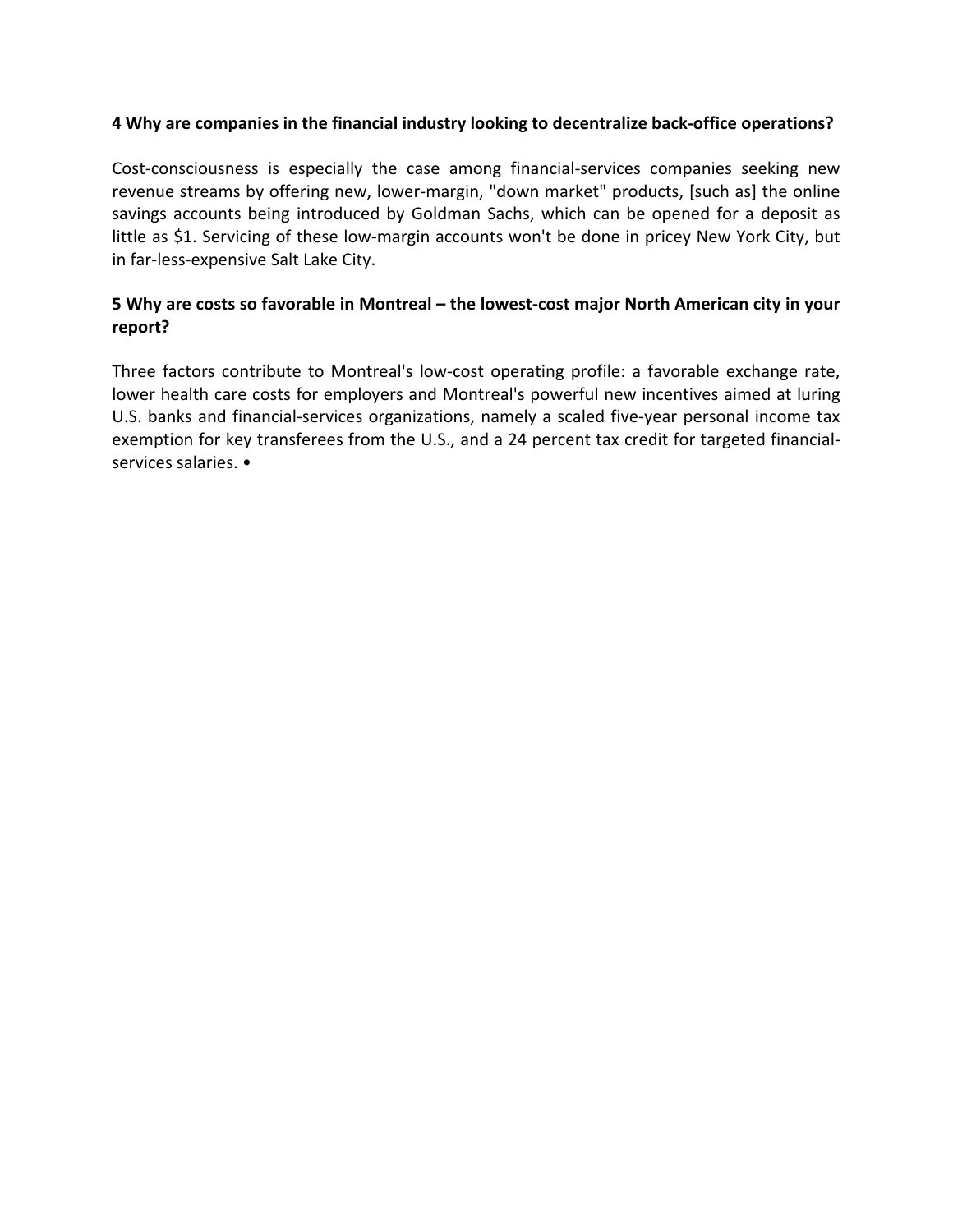**4 Why are companies in the financial industry looking to decentralize back-office operations?**

Cost-consciousness is especially the case among financial-services companies seeking new revenue streams by offering new, lower-margin, "down market" products, [such as] the online savings accounts being introduced by Goldman Sachs, which can be opened for a deposit as little as $1. Servicing of these low-margin accounts won't be done in pricey New York City, but in far-less-expensive Salt Lake City.

**5 Why are costs so favorable in Montreal – the lowest-cost major North American city in your report?**

Three factors contribute to Montreal's low-cost operating profile: a favorable exchange rate, lower health care costs for employers and Montreal's powerful new incentives aimed at luring U.S. banks and financial-services organizations, namely a scaled five-year personal income tax exemption for key transferees from the U.S., and a 24 percent tax credit for targeted financial-services salaries. •